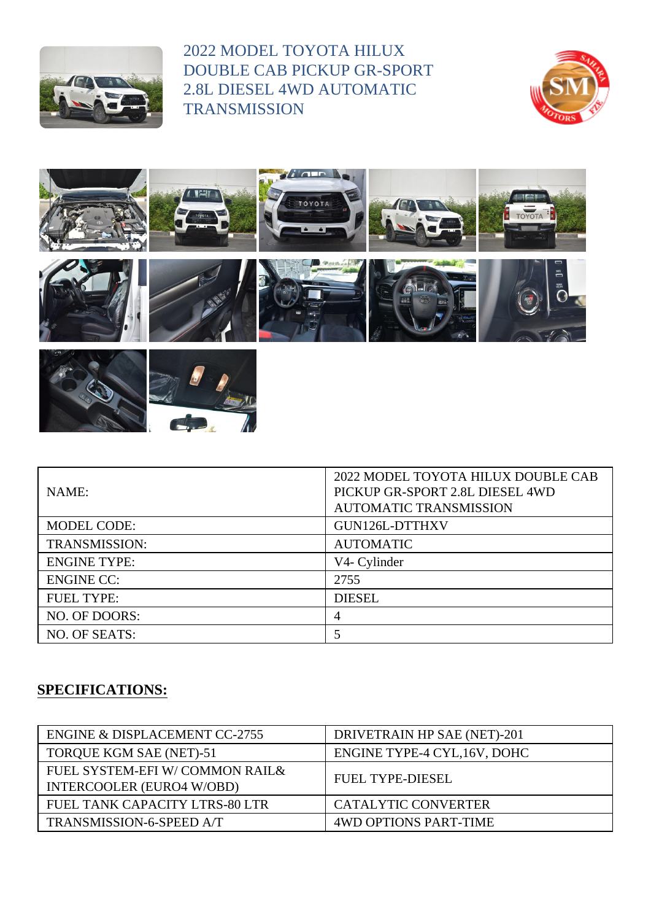# 2022 MODEL TOYOTA HILUX DOUBLE CAB PICKUP GR-SPORT 2.8L DIESEL 4WD AUTOMATIC TRANSMISSION

| NAME: | 2022 MODEL TOYOTA HILUX DOUBLE CAB PICKUP GR-SPORT 2.8L DIESEL 4WD AUTOMATIC TRANSMISSION |
|---|---|
| MODEL CODE: | GUN126L-DTTHXV |
| TRANSMISSION: | AUTOMATIC |
| ENGINE TYPE: | V4- Cylinder |
| ENGINE CC: | 2755 |
| FUEL TYPE: | DIESEL |
| NO. OF DOORS: | 4 |
| NO. OF SEATS: | 5 |

## SPECIFICATIONS:

| ENGINE & DISPLACEMENT CC-2755 | DRIVETRAIN HP SAE (NET)-201 |
|---|---|
| TORQUE KGM SAE (NET)-51 | ENGINE TYPE-4 CYL,16V, DOHC |
| FUEL SYSTEM-EFI W/ COMMON RAIL& INTERCOOLER (EURO4 W/OBD) | FUEL TYPE-DIESEL |
| FUEL TANK CAPACITY LTRS-80 LTR | CATALYTIC CONVERTER |
| TRANSMISSION-6-SPEED A/T | 4WD OPTIONS PART-TIME |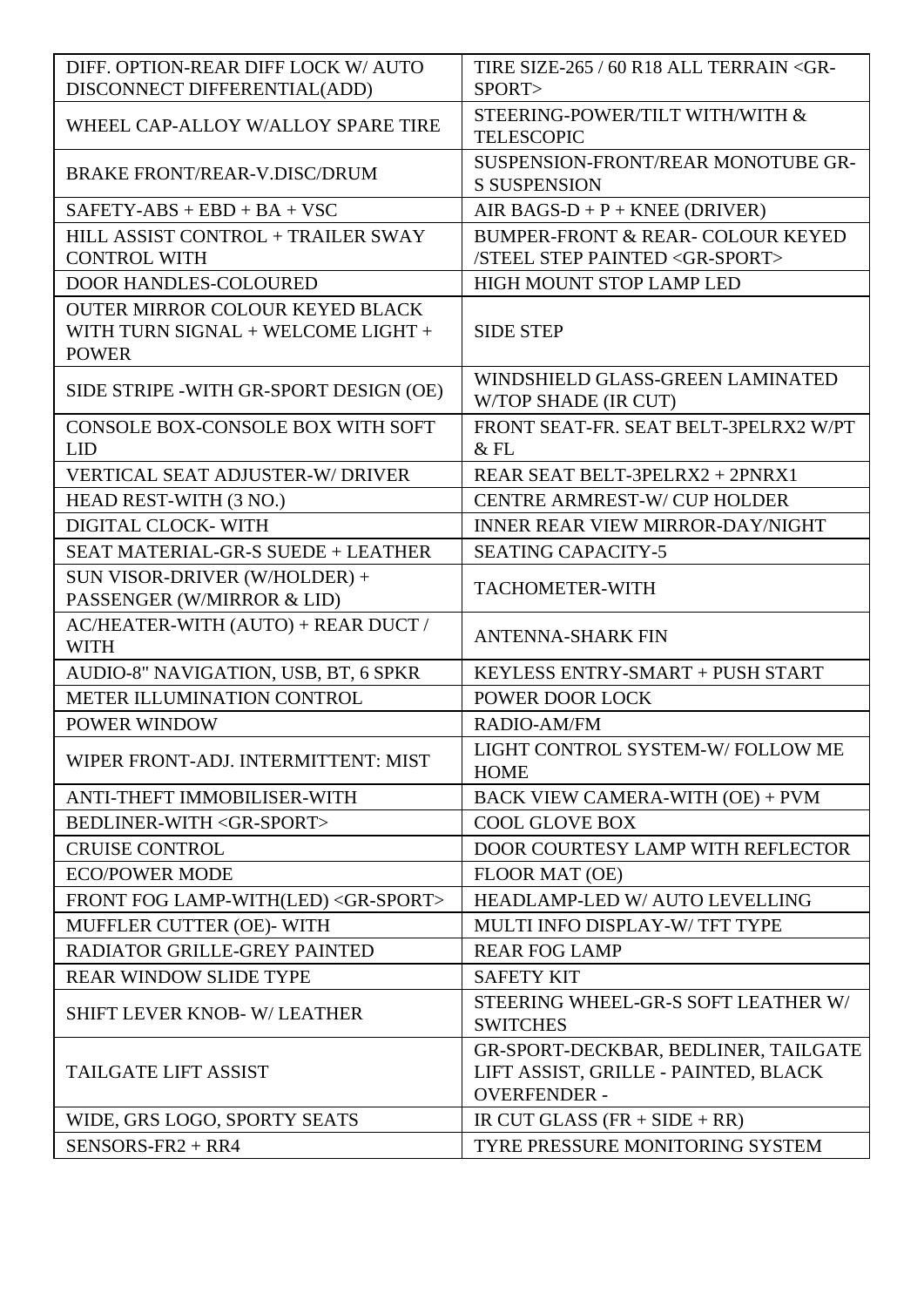| DIFF. OPTION-REAR DIFF LOCK W/ AUTO DISCONNECT DIFFERENTIAL(ADD) | TIRE SIZE-265 / 60 R18 ALL TERRAIN <GR-SPORT> |
|---|---|
| WHEEL CAP-ALLOY W/ALLOY SPARE TIRE | STEERING-POWER/TILT WITH/WITH & TELESCOPIC |
| BRAKE FRONT/REAR-V.DISC/DRUM | SUSPENSION-FRONT/REAR MONOTUBE GR-S SUSPENSION |
| SAFETY-ABS + EBD + BA + VSC | AIR BAGS-D + P + KNEE (DRIVER) |
| HILL ASSIST CONTROL + TRAILER SWAY CONTROL WITH | BUMPER-FRONT & REAR- COLOUR KEYED /STEEL STEP PAINTED <GR-SPORT> |
| DOOR HANDLES-COLOURED | HIGH MOUNT STOP LAMP LED |
| OUTER MIRROR COLOUR KEYED BLACK WITH TURN SIGNAL + WELCOME LIGHT + POWER | SIDE STEP |
| SIDE STRIPE -WITH GR-SPORT DESIGN (OE) | WINDSHIELD GLASS-GREEN LAMINATED W/TOP SHADE (IR CUT) |
| CONSOLE BOX-CONSOLE BOX WITH SOFT LID | FRONT SEAT-FR. SEAT BELT-3PELRX2 W/PT & FL |
| VERTICAL SEAT ADJUSTER-W/ DRIVER | REAR SEAT BELT-3PELRX2 + 2PNRX1 |
| HEAD REST-WITH (3 NO.) | CENTRE ARMREST-W/ CUP HOLDER |
| DIGITAL CLOCK- WITH | INNER REAR VIEW MIRROR-DAY/NIGHT |
| SEAT MATERIAL-GR-S SUEDE + LEATHER | SEATING CAPACITY-5 |
| SUN VISOR-DRIVER (W/HOLDER) + PASSENGER (W/MIRROR & LID) | TACHOMETER-WITH |
| AC/HEATER-WITH (AUTO) + REAR DUCT / WITH | ANTENNA-SHARK FIN |
| AUDIO-8" NAVIGATION, USB, BT, 6 SPKR | KEYLESS ENTRY-SMART + PUSH START |
| METER ILLUMINATION CONTROL | POWER DOOR LOCK |
| POWER WINDOW | RADIO-AM/FM |
| WIPER FRONT-ADJ. INTERMITTENT: MIST | LIGHT CONTROL SYSTEM-W/ FOLLOW ME HOME |
| ANTI-THEFT IMMOBILISER-WITH | BACK VIEW CAMERA-WITH (OE) + PVM |
| BEDLINER-WITH <GR-SPORT> | COOL GLOVE BOX |
| CRUISE CONTROL | DOOR COURTESY LAMP WITH REFLECTOR |
| ECO/POWER MODE | FLOOR MAT (OE) |
| FRONT FOG LAMP-WITH(LED) <GR-SPORT> | HEADLAMP-LED W/ AUTO LEVELLING |
| MUFFLER CUTTER (OE)- WITH | MULTI INFO DISPLAY-W/ TFT TYPE |
| RADIATOR GRILLE-GREY PAINTED | REAR FOG LAMP |
| REAR WINDOW SLIDE TYPE | SAFETY KIT |
| SHIFT LEVER KNOB- W/ LEATHER | STEERING WHEEL-GR-S SOFT LEATHER W/ SWITCHES |
| TAILGATE LIFT ASSIST | GR-SPORT-DECKBAR, BEDLINER, TAILGATE LIFT ASSIST, GRILLE - PAINTED, BLACK OVERFENDER - |
| WIDE, GRS LOGO, SPORTY SEATS | IR CUT GLASS (FR + SIDE + RR) |
| SENSORS-FR2 + RR4 | TYRE PRESSURE MONITORING SYSTEM |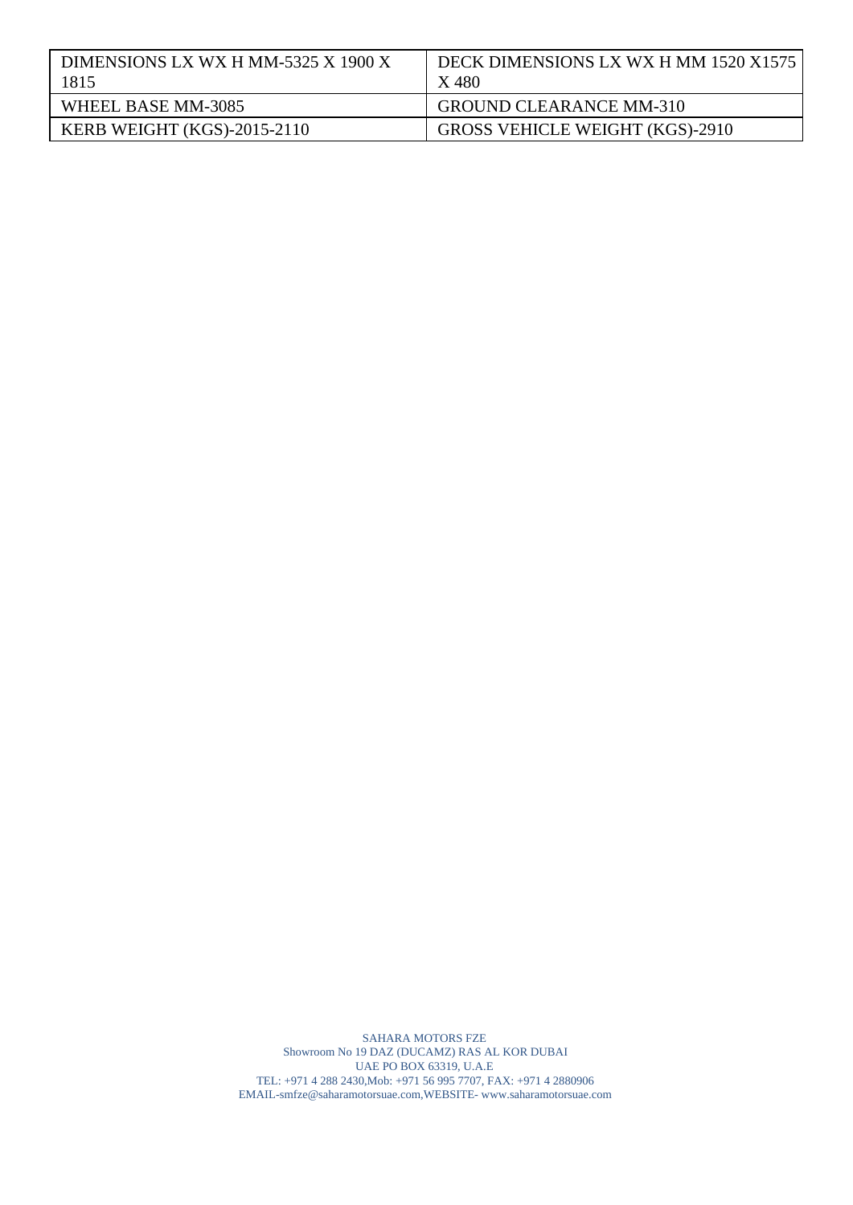| | |
|---|---|
| DIMENSIONS LX WX H MM-5325 X 1900 X 1815 | DECK DIMENSIONS LX WX H MM 1520 X1575 X 480 |
| WHEEL BASE MM-3085 | GROUND CLEARANCE MM-310 |
| KERB WEIGHT (KGS)-2015-2110 | GROSS VEHICLE WEIGHT (KGS)-2910 |